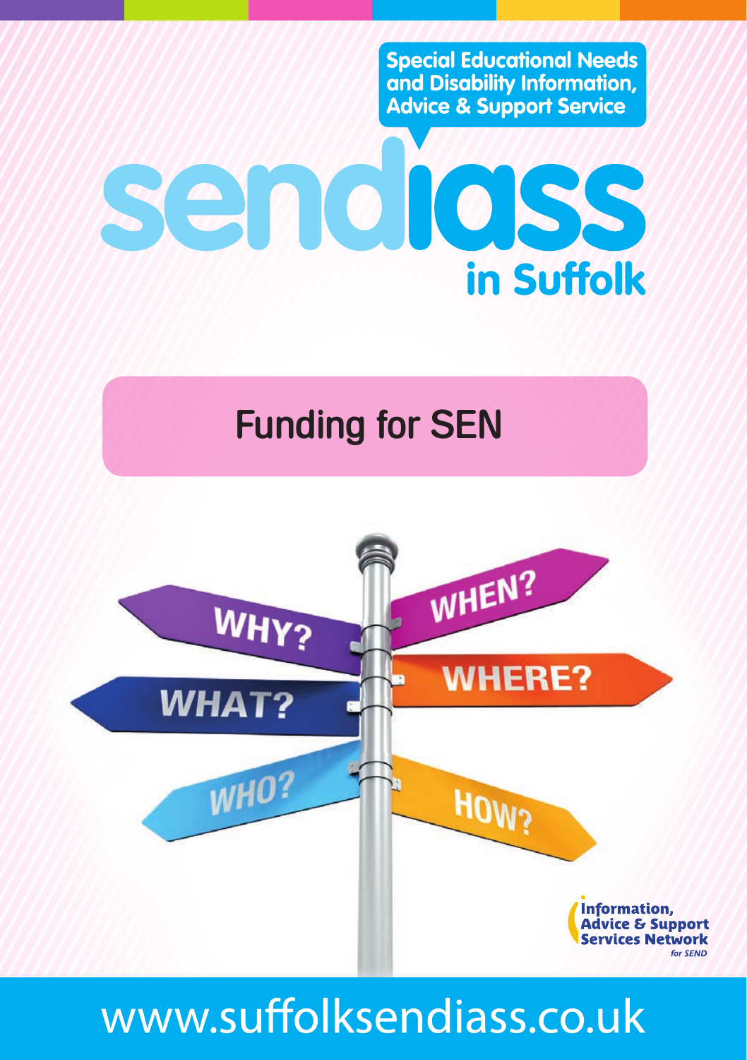Special Educational Needs and Disability Information, Advice & Support Service

# sendiass in Suffolk

## Funding for SEN

WHY? WHEN? WHAT? WHERE? WHO? HOW?

Information, Advice & Support Services Network *for SEND*

www.suffolksendiass.co.uk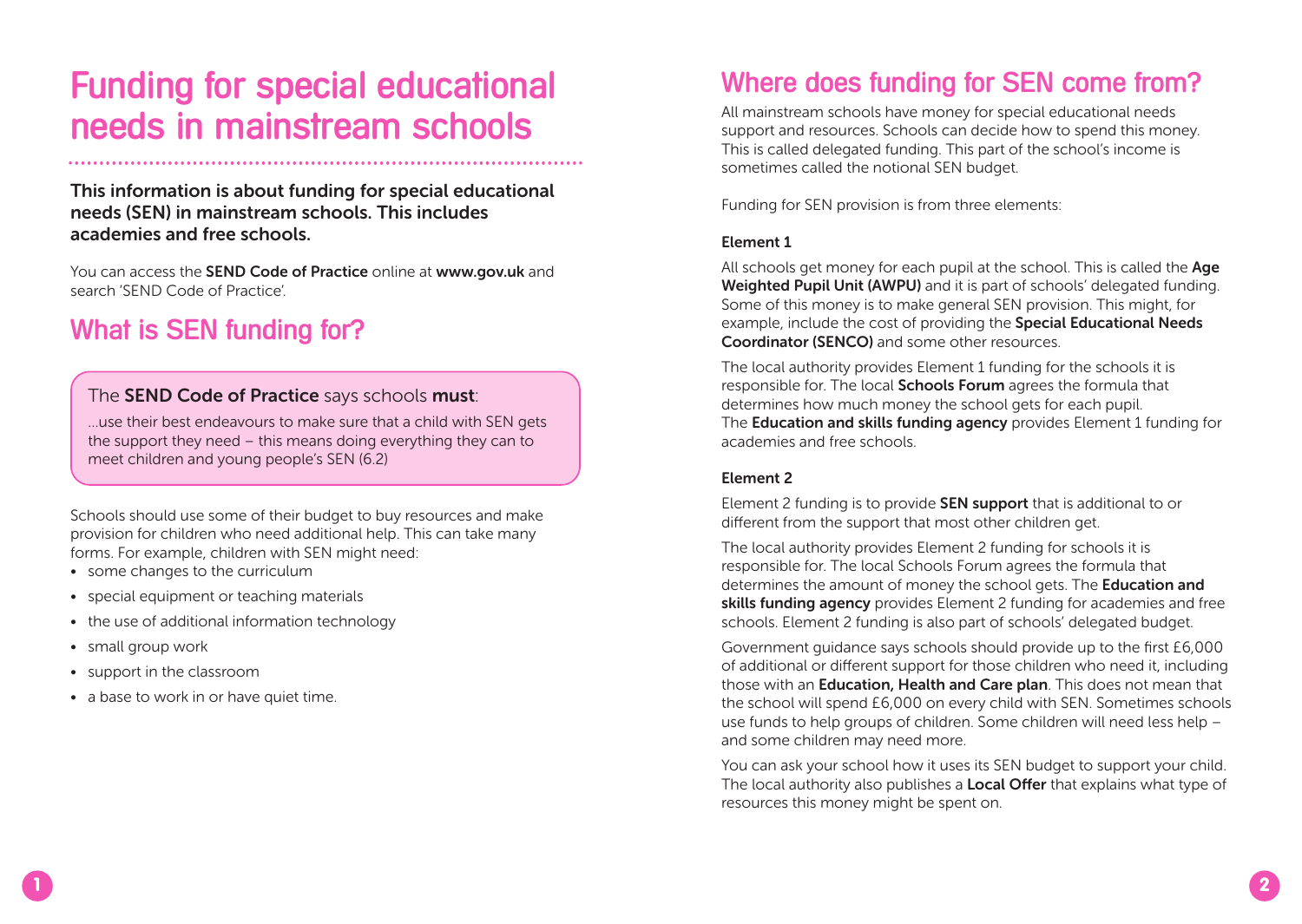# Funding for special educational needs in mainstream schools

**This information is about funding for special educational needs (SEN) in mainstream schools. This includes academies and free schools.**

You can access the **SEND Code of Practice** online at **www.gov.uk** and search 'SEND Code of Practice'.

## What is SEN funding for?

> The **SEND Code of Practice** says schools **must**:
>
> ...use their best endeavours to make sure that a child with SEN gets the support they need – this means doing everything they can to meet children and young people's SEN (6.2)

Schools should use some of their budget to buy resources and make provision for children who need additional help. This can take many forms. For example, children with SEN might need:

- some changes to the curriculum
- special equipment or teaching materials
- the use of additional information technology
- small group work
- support in the classroom
- a base to work in or have quiet time.

## Where does funding for SEN come from?

All mainstream schools have money for special educational needs support and resources. Schools can decide how to spend this money. This is called delegated funding. This part of the school's income is sometimes called the notional SEN budget.

Funding for SEN provision is from three elements:

### Element 1

All schools get money for each pupil at the school. This is called the **Age Weighted Pupil Unit (AWPU)** and it is part of schools' delegated funding. Some of this money is to make general SEN provision. This might, for example, include the cost of providing the **Special Educational Needs Coordinator (SENCO)** and some other resources.

The local authority provides Element 1 funding for the schools it is responsible for. The local **Schools Forum** agrees the formula that determines how much money the school gets for each pupil. The **Education and skills funding agency** provides Element 1 funding for academies and free schools.

### Element 2

Element 2 funding is to provide **SEN support** that is additional to or different from the support that most other children get.

The local authority provides Element 2 funding for schools it is responsible for. The local Schools Forum agrees the formula that determines the amount of money the school gets. The **Education and skills funding agency** provides Element 2 funding for academies and free schools. Element 2 funding is also part of schools' delegated budget.

Government guidance says schools should provide up to the first £6,000 of additional or different support for those children who need it, including those with an **Education, Health and Care plan**. This does not mean that the school will spend £6,000 on every child with SEN. Sometimes schools use funds to help groups of children. Some children will need less help – and some children may need more.

You can ask your school how it uses its SEN budget to support your child. The local authority also publishes a **Local Offer** that explains what type of resources this money might be spent on.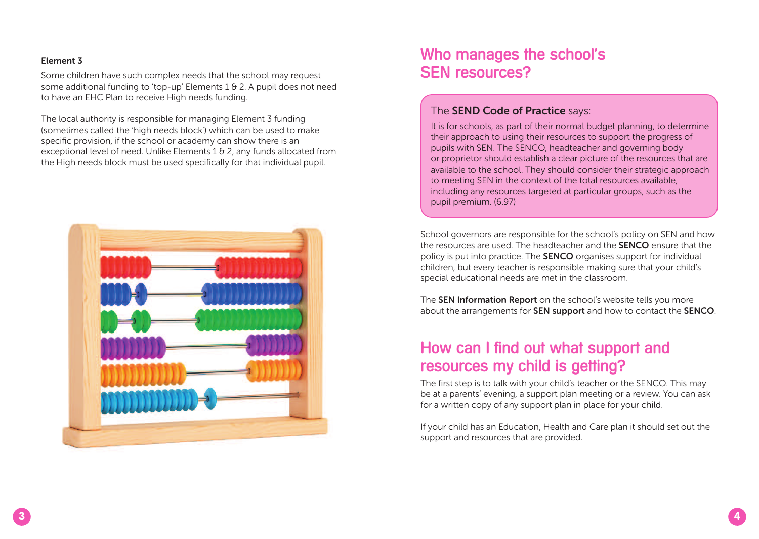### Element 3

Some children have such complex needs that the school may request some additional funding to 'top-up' Elements 1 & 2. A pupil does not need to have an EHC Plan to receive High needs funding.

The local authority is responsible for managing Element 3 funding (sometimes called the 'high needs block') which can be used to make specific provision, if the school or academy can show there is an exceptional level of need. Unlike Elements 1 & 2, any funds allocated from the High needs block must be used specifically for that individual pupil.

## Who manages the school's SEN resources?

> The **SEND Code of Practice** says:
>
> It is for schools, as part of their normal budget planning, to determine their approach to using their resources to support the progress of pupils with SEN. The SENCO, headteacher and governing body or proprietor should establish a clear picture of the resources that are available to the school. They should consider their strategic approach to meeting SEN in the context of the total resources available, including any resources targeted at particular groups, such as the pupil premium. (6.97)

School governors are responsible for the school's policy on SEN and how the resources are used. The headteacher and the **SENCO** ensure that the policy is put into practice. The **SENCO** organises support for individual children, but every teacher is responsible making sure that your child's special educational needs are met in the classroom.

The **SEN Information Report** on the school's website tells you more about the arrangements for **SEN support** and how to contact the **SENCO**.

## How can I find out what support and resources my child is getting?

The first step is to talk with your child's teacher or the SENCO. This may be at a parents' evening, a support plan meeting or a review. You can ask for a written copy of any support plan in place for your child.

If your child has an Education, Health and Care plan it should set out the support and resources that are provided.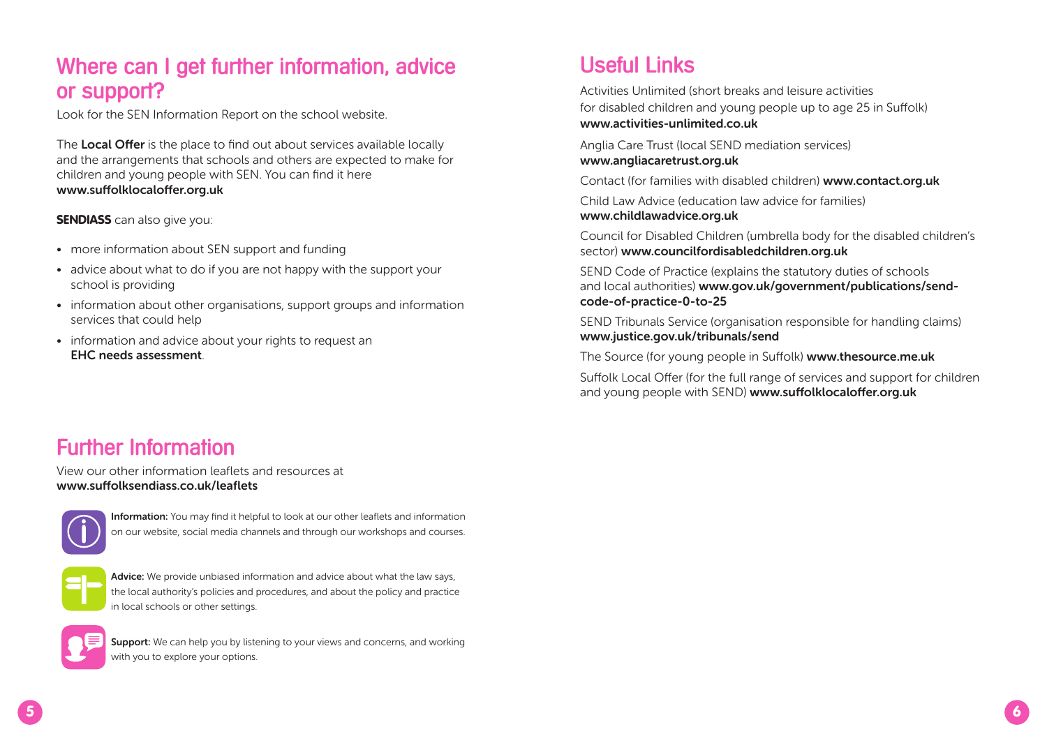## Where can I get further information, advice or support?

Look for the SEN Information Report on the school website.

The **Local Offer** is the place to find out about services available locally and the arrangements that schools and others are expected to make for children and young people with SEN. You can find it here **www.suffolklocaloffer.org.uk**

**SENDIASS** can also give you:

- more information about SEN support and funding
- advice about what to do if you are not happy with the support your school is providing
- information about other organisations, support groups and information services that could help
- information and advice about your rights to request an **EHC needs assessment**.

## Further Information

View our other information leaflets and resources at **www.suffolksendiass.co.uk/leaflets**

**Information:** You may find it helpful to look at our other leaflets and information on our website, social media channels and through our workshops and courses.

**Advice:** We provide unbiased information and advice about what the law says, the local authority's policies and procedures, and about the policy and practice in local schools or other settings.

**Support:** We can help you by listening to your views and concerns, and working with you to explore your options.

## Useful Links

Activities Unlimited (short breaks and leisure activities for disabled children and young people up to age 25 in Suffolk) **www.activities-unlimited.co.uk**

Anglia Care Trust (local SEND mediation services) **www.angliacaretrust.org.uk**

Contact (for families with disabled children) **www.contact.org.uk**

Child Law Advice (education law advice for families) **www.childlawadvice.org.uk**

Council for Disabled Children (umbrella body for the disabled children's sector) **www.councilfordisabledchildren.org.uk**

SEND Code of Practice (explains the statutory duties of schools and local authorities) **www.gov.uk/government/publications/send-code-of-practice-0-to-25**

SEND Tribunals Service (organisation responsible for handling claims) **www.justice.gov.uk/tribunals/send**

The Source (for young people in Suffolk) **www.thesource.me.uk**

Suffolk Local Offer (for the full range of services and support for children and young people with SEND) **www.suffolklocaloffer.org.uk**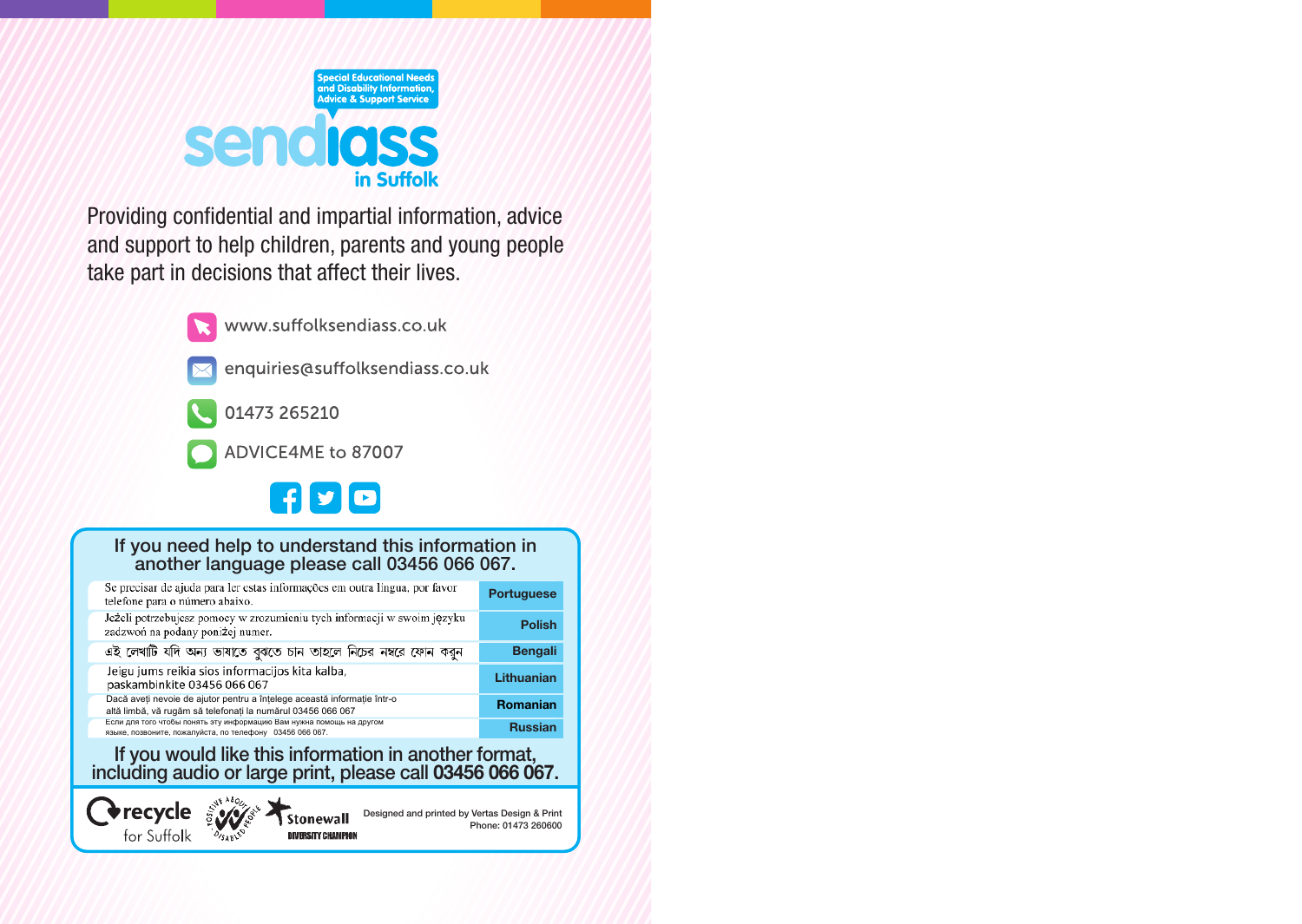Special Educational Needs and Disability Information, Advice & Support Service

# sendiass in Suffolk

Providing confidential and impartial information, advice and support to help children, parents and young people take part in decisions that affect their lives.

www.suffolksendiass.co.uk

enquiries@suffolksendiass.co.uk

01473 265210

ADVICE4ME to 87007

**If you need help to understand this information in another language please call 03456 066 067.**

| | |
|---|---|
| Se precisar de ajuda para ler estas informações em outra língua, por favor telefone para o número abaixo. | **Portuguese** |
| Jeżeli potrzebujesz pomocy w zrozumieniu tych informacji w swoim języku zadzwoń na podany poniżej numer. | **Polish** |
| এই লেখাটি যদি অন্য ভাষাতে বুঝতে চান তাহলে নিচের নম্বরে ফোন করুন | **Bengali** |
| Jeigu jums reikia sios informacijos kita kalba, paskambinkite 03456 066 067 | **Lithuanian** |
| Dacă aveți nevoie de ajutor pentru a înțelege această informație într-o altă limbă, vă rugăm să telefonați la numărul 03456 066 067 | **Romanian** |
| Если для того чтобы понять эту информацию Вам нужна помощь на другом языке, позвоните, пожалуйста, по телефону 03456 066 067. | **Russian** |

**If you would like this information in another format, including audio or large print, please call 03456 066 067.**

recycle for Suffolk

Positive About Disabled People

Stonewall Diversity Champion

Designed and printed by Vertas Design & Print Phone: 01473 260600